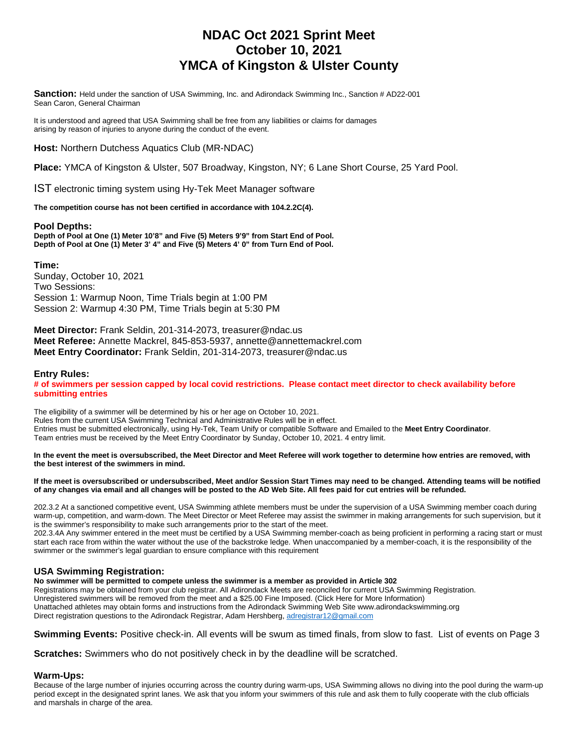# NDAC Oct 2021 Sprint Meet
# October 10, 2021
# YMCA of Kingston & Ulster County

**Sanction:** Held under the sanction of USA Swimming, Inc. and Adirondack Swimming Inc., Sanction # AD22-001
Sean Caron, General Chairman

It is understood and agreed that USA Swimming shall be free from any liabilities or claims for damages arising by reason of injuries to anyone during the conduct of the event.

**Host:** Northern Dutchess Aquatics Club (MR-NDAC)

**Place:** YMCA of Kingston & Ulster, 507 Broadway, Kingston, NY; 6 Lane Short Course, 25 Yard Pool.

IST electronic timing system using Hy-Tek Meet Manager software

**The competition course has not been certified in accordance with 104.2.2C(4).**

### Pool Depths:

**Depth of Pool at One (1) Meter 10'8" and Five (5) Meters 9'9" from Start End of Pool.**
**Depth of Pool at One (1) Meter 3' 4" and Five (5) Meters 4' 0" from Turn End of Pool.**

### Time:

Sunday, October 10, 2021
Two Sessions:
Session 1: Warmup Noon, Time Trials begin at 1:00 PM
Session 2: Warmup 4:30 PM, Time Trials begin at 5:30 PM

**Meet Director:** Frank Seldin, 201-314-2073, treasurer@ndac.us
**Meet Referee:** Annette Mackrel, 845-853-5937, annette@annettemackrel.com
**Meet Entry Coordinator:** Frank Seldin, 201-314-2073, treasurer@ndac.us

### Entry Rules:

**# of swimmers per session capped by local covid restrictions. Please contact meet director to check availability before submitting entries**

The eligibility of a swimmer will be determined by his or her age on October 10, 2021.
Rules from the current USA Swimming Technical and Administrative Rules will be in effect.
Entries must be submitted electronically, using Hy-Tek, Team Unify or compatible Software and Emailed to the **Meet Entry Coordinator**.
Team entries must be received by the Meet Entry Coordinator by Sunday, October 10, 2021. 4 entry limit.

**In the event the meet is oversubscribed, the Meet Director and Meet Referee will work together to determine how entries are removed, with the best interest of the swimmers in mind.**

**If the meet is oversubscribed or undersubscribed, Meet and/or Session Start Times may need to be changed. Attending teams will be notified of any changes via email and all changes will be posted to the AD Web Site. All fees paid for cut entries will be refunded.**

202.3.2 At a sanctioned competitive event, USA Swimming athlete members must be under the supervision of a USA Swimming member coach during warm-up, competition, and warm-down. The Meet Director or Meet Referee may assist the swimmer in making arrangements for such supervision, but it is the swimmer's responsibility to make such arrangements prior to the start of the meet.
202.3.4A Any swimmer entered in the meet must be certified by a USA Swimming member-coach as being proficient in performing a racing start or must start each race from within the water without the use of the backstroke ledge. When unaccompanied by a member-coach, it is the responsibility of the swimmer or the swimmer's legal guardian to ensure compliance with this requirement

### USA Swimming Registration:

**No swimmer will be permitted to compete unless the swimmer is a member as provided in Article 302**
Registrations may be obtained from your club registrar. All Adirondack Meets are reconciled for current USA Swimming Registration.
Unregistered swimmers will be removed from the meet and a $25.00 Fine Imposed. (Click Here for More Information)
Unattached athletes may obtain forms and instructions from the Adirondack Swimming Web Site www.adirondackswimming.org
Direct registration questions to the Adirondack Registrar, Adam Hershberg, adregistrar12@gmail.com

**Swimming Events:** Positive check-in. All events will be swum as timed finals, from slow to fast. List of events on Page 3

**Scratches:** Swimmers who do not positively check in by the deadline will be scratched.

### Warm-Ups:

Because of the large number of injuries occurring across the country during warm-ups, USA Swimming allows no diving into the pool during the warm-up period except in the designated sprint lanes. We ask that you inform your swimmers of this rule and ask them to fully cooperate with the club officials and marshals in charge of the area.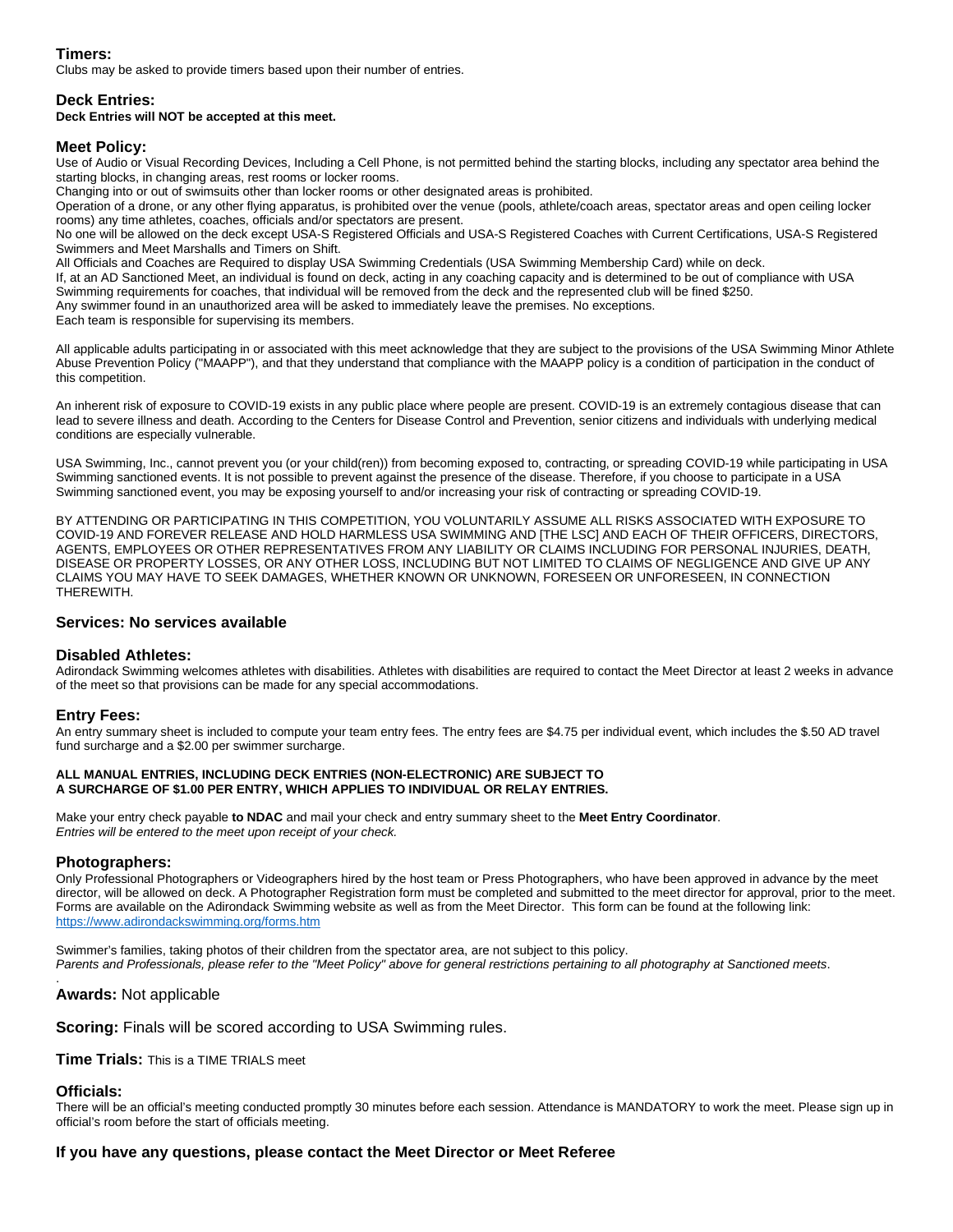### Timers:

Clubs may be asked to provide timers based upon their number of entries.

### Deck Entries:

**Deck Entries will NOT be accepted at this meet.**

### Meet Policy:

Use of Audio or Visual Recording Devices, Including a Cell Phone, is not permitted behind the starting blocks, including any spectator area behind the starting blocks, in changing areas, rest rooms or locker rooms.
Changing into or out of swimsuits other than locker rooms or other designated areas is prohibited.
Operation of a drone, or any other flying apparatus, is prohibited over the venue (pools, athlete/coach areas, spectator areas and open ceiling locker rooms) any time athletes, coaches, officials and/or spectators are present.
No one will be allowed on the deck except USA-S Registered Officials and USA-S Registered Coaches with Current Certifications, USA-S Registered Swimmers and Meet Marshalls and Timers on Shift.
All Officials and Coaches are Required to display USA Swimming Credentials (USA Swimming Membership Card) while on deck.
If, at an AD Sanctioned Meet, an individual is found on deck, acting in any coaching capacity and is determined to be out of compliance with USA Swimming requirements for coaches, that individual will be removed from the deck and the represented club will be fined $250.
Any swimmer found in an unauthorized area will be asked to immediately leave the premises. No exceptions.
Each team is responsible for supervising its members.

All applicable adults participating in or associated with this meet acknowledge that they are subject to the provisions of the USA Swimming Minor Athlete Abuse Prevention Policy ("MAAPP"), and that they understand that compliance with the MAAPP policy is a condition of participation in the conduct of this competition.

An inherent risk of exposure to COVID-19 exists in any public place where people are present. COVID-19 is an extremely contagious disease that can lead to severe illness and death. According to the Centers for Disease Control and Prevention, senior citizens and individuals with underlying medical conditions are especially vulnerable.

USA Swimming, Inc., cannot prevent you (or your child(ren)) from becoming exposed to, contracting, or spreading COVID-19 while participating in USA Swimming sanctioned events. It is not possible to prevent against the presence of the disease. Therefore, if you choose to participate in a USA Swimming sanctioned event, you may be exposing yourself to and/or increasing your risk of contracting or spreading COVID-19.

BY ATTENDING OR PARTICIPATING IN THIS COMPETITION, YOU VOLUNTARILY ASSUME ALL RISKS ASSOCIATED WITH EXPOSURE TO COVID-19 AND FOREVER RELEASE AND HOLD HARMLESS USA SWIMMING AND [THE LSC] AND EACH OF THEIR OFFICERS, DIRECTORS, AGENTS, EMPLOYEES OR OTHER REPRESENTATIVES FROM ANY LIABILITY OR CLAIMS INCLUDING FOR PERSONAL INJURIES, DEATH, DISEASE OR PROPERTY LOSSES, OR ANY OTHER LOSS, INCLUDING BUT NOT LIMITED TO CLAIMS OF NEGLIGENCE AND GIVE UP ANY CLAIMS YOU MAY HAVE TO SEEK DAMAGES, WHETHER KNOWN OR UNKNOWN, FORESEEN OR UNFORESEEN, IN CONNECTION THEREWITH.

### Services: No services available

### Disabled Athletes:

Adirondack Swimming welcomes athletes with disabilities. Athletes with disabilities are required to contact the Meet Director at least 2 weeks in advance of the meet so that provisions can be made for any special accommodations.

### Entry Fees:

An entry summary sheet is included to compute your team entry fees. The entry fees are $4.75 per individual event, which includes the $.50 AD travel fund surcharge and a $2.00 per swimmer surcharge.

**ALL MANUAL ENTRIES, INCLUDING DECK ENTRIES (NON-ELECTRONIC) ARE SUBJECT TO A SURCHARGE OF $1.00 PER ENTRY, WHICH APPLIES TO INDIVIDUAL OR RELAY ENTRIES.**

Make your entry check payable **to NDAC** and mail your check and entry summary sheet to the **Meet Entry Coordinator**.
*Entries will be entered to the meet upon receipt of your check.*

### Photographers:

Only Professional Photographers or Videographers hired by the host team or Press Photographers, who have been approved in advance by the meet director, will be allowed on deck. A Photographer Registration form must be completed and submitted to the meet director for approval, prior to the meet. Forms are available on the Adirondack Swimming website as well as from the Meet Director. This form can be found at the following link: https://www.adirondackswimming.org/forms.htm

Swimmer's families, taking photos of their children from the spectator area, are not subject to this policy.
*Parents and Professionals, please refer to the "Meet Policy" above for general restrictions pertaining to all photography at Sanctioned meets*.

**Awards:** Not applicable

**Scoring:** Finals will be scored according to USA Swimming rules.

**Time Trials:** This is a TIME TRIALS meet

### Officials:

There will be an official's meeting conducted promptly 30 minutes before each session. Attendance is MANDATORY to work the meet. Please sign up in official's room before the start of officials meeting.

### If you have any questions, please contact the Meet Director or Meet Referee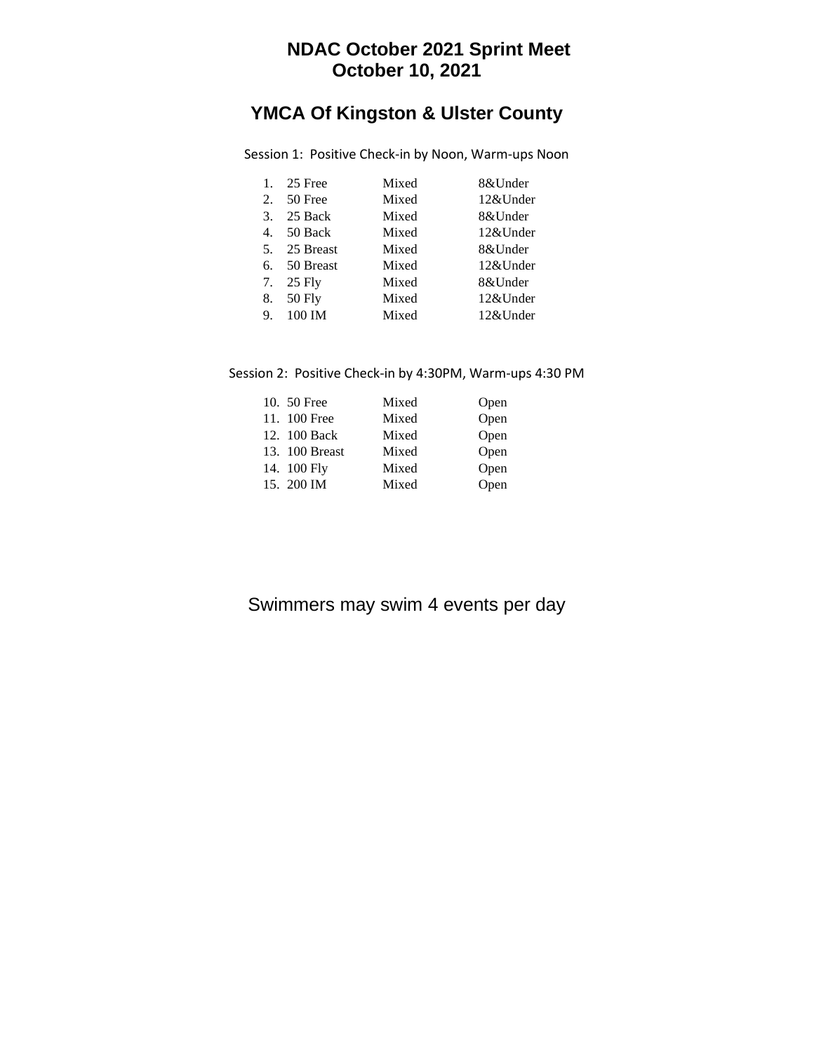# NDAC October 2021 Sprint Meet
## October 10, 2021

## YMCA Of Kingston & Ulster County

Session 1: Positive Check-in by Noon, Warm-ups Noon

| # | Event | Gender | Age Group |
|---|---|---|---|
| 1. | 25 Free | Mixed | 8&Under |
| 2. | 50 Free | Mixed | 12&Under |
| 3. | 25 Back | Mixed | 8&Under |
| 4. | 50 Back | Mixed | 12&Under |
| 5. | 25 Breast | Mixed | 8&Under |
| 6. | 50 Breast | Mixed | 12&Under |
| 7. | 25 Fly | Mixed | 8&Under |
| 8. | 50 Fly | Mixed | 12&Under |
| 9. | 100 IM | Mixed | 12&Under |

Session 2: Positive Check-in by 4:30PM, Warm-ups 4:30 PM

| # | Event | Gender | Age Group |
|---|---|---|---|
| 10. | 50 Free | Mixed | Open |
| 11. | 100 Free | Mixed | Open |
| 12. | 100 Back | Mixed | Open |
| 13. | 100 Breast | Mixed | Open |
| 14. | 100 Fly | Mixed | Open |
| 15. | 200 IM | Mixed | Open |

Swimmers may swim 4 events per day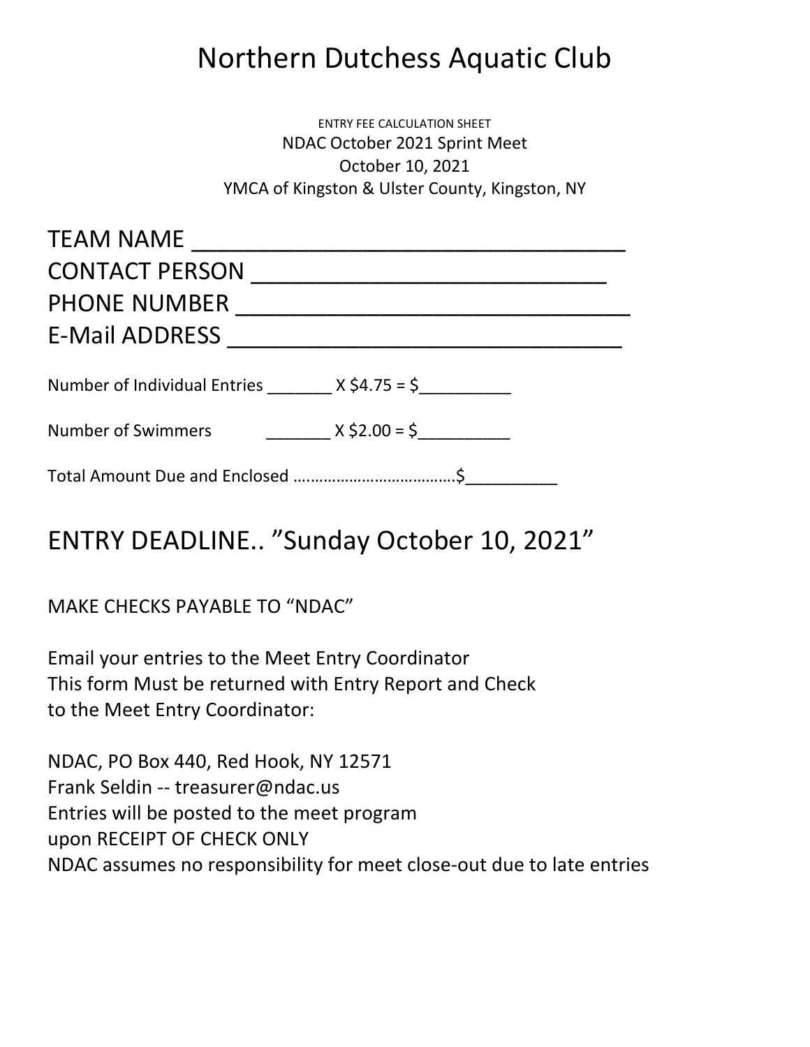# Northern Dutchess Aquatic Club

ENTRY FEE CALCULATION SHEET
NDAC October 2021 Sprint Meet
October 10, 2021
YMCA of Kingston & Ulster County, Kingston, NY

TEAM NAME ________________________________
CONTACT PERSON ___________________________
PHONE NUMBER _____________________________
E-Mail ADDRESS _____________________________

Number of Individual Entries _______ X $4.75 = $__________

Number of Swimmers _______ X $2.00 = $__________

Total Amount Due and Enclosed ……………………………….$__________

## ENTRY DEADLINE.. "Sunday October 10, 2021"

MAKE CHECKS PAYABLE TO "NDAC"

Email your entries to the Meet Entry Coordinator
This form Must be returned with Entry Report and Check
to the Meet Entry Coordinator:

NDAC, PO Box 440, Red Hook, NY 12571
Frank Seldin -- treasurer@ndac.us
Entries will be posted to the meet program
upon RECEIPT OF CHECK ONLY
NDAC assumes no responsibility for meet close-out due to late entries